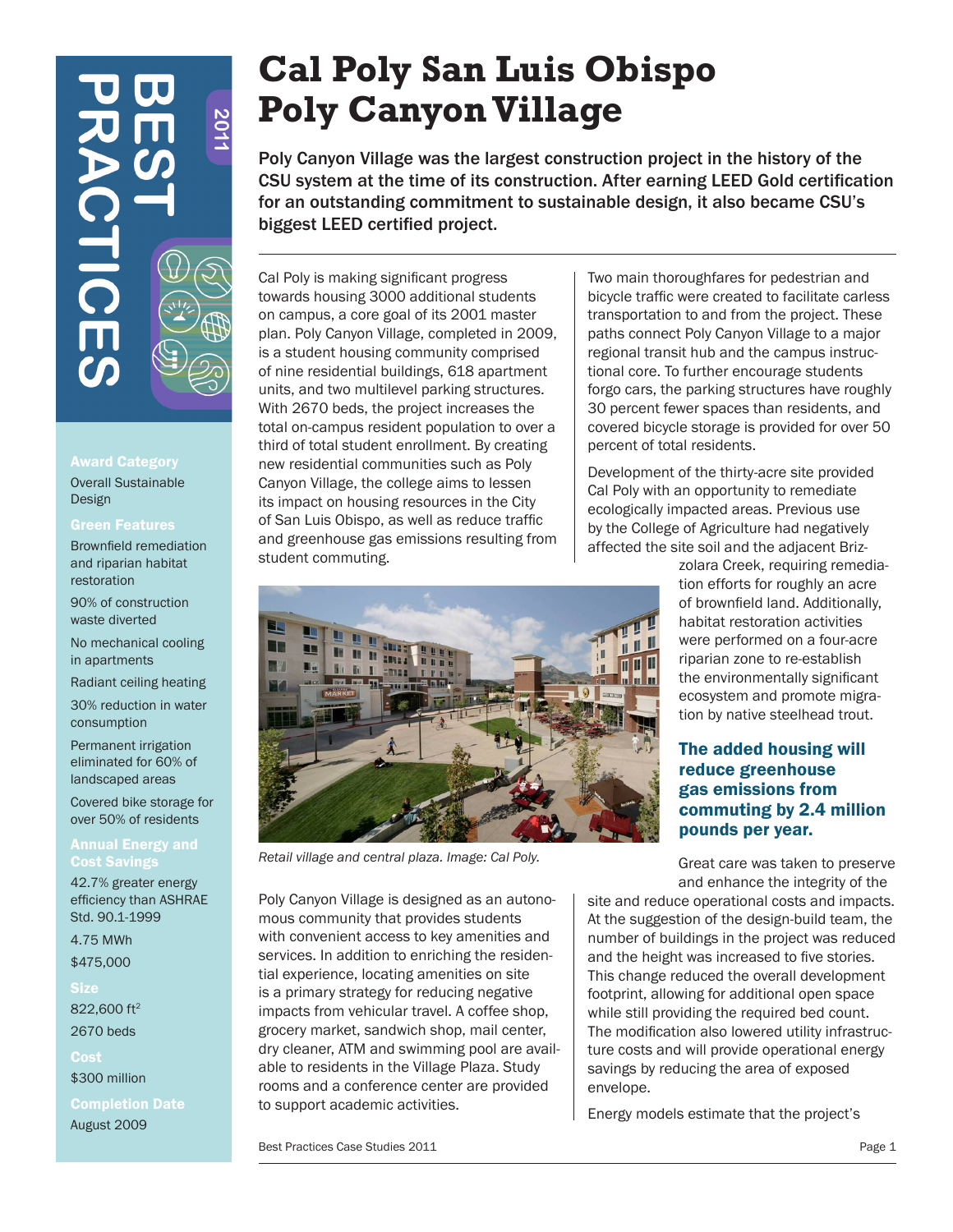# Cal Poly San Luis Obispo Poly Canyon Village

**Poly Canyon Village was the largest construction project in the history of the CSU system at the time of its construction. After earning LEED Gold certification for an outstanding commitment to sustainable design, it also became CSU's biggest LEED certified project.**

**BEST PRACTICES 2011**

### Award Category

Overall Sustainable Design

### Green Features

Brownfield remediation and riparian habitat restoration

90% of construction waste diverted

No mechanical cooling in apartments

Radiant ceiling heating

30% reduction in water consumption

Permanent irrigation eliminated for 60% of landscaped areas

Covered bike storage for over 50% of residents

### Annual Energy and Cost Savings

42.7% greater energy efficiency than ASHRAE Std. 90.1-1999

4.75 MWh

$475,000

### Size

822,600 ft$^2$

2670 beds

### Cost

$300 million

### Completion Date

August 2009

Cal Poly is making significant progress towards housing 3000 additional students on campus, a core goal of its 2001 master plan. Poly Canyon Village, completed in 2009, is a student housing community comprised of nine residential buildings, 618 apartment units, and two multilevel parking structures. With 2670 beds, the project increases the total on-campus resident population to over a third of total student enrollment. By creating new residential communities such as Poly Canyon Village, the college aims to lessen its impact on housing resources in the City of San Luis Obispo, as well as reduce traffic and greenhouse gas emissions resulting from student commuting.

*Retail village and central plaza. Image: Cal Poly.*

Poly Canyon Village is designed as an autonomous community that provides students with convenient access to key amenities and services. In addition to enriching the residential experience, locating amenities on site is a primary strategy for reducing negative impacts from vehicular travel. A coffee shop, grocery market, sandwich shop, mail center, dry cleaner, ATM and swimming pool are available to residents in the Village Plaza. Study rooms and a conference center are provided to support academic activities.

Two main thoroughfares for pedestrian and bicycle traffic were created to facilitate carless transportation to and from the project. These paths connect Poly Canyon Village to a major regional transit hub and the campus instructional core. To further encourage students forgo cars, the parking structures have roughly 30 percent fewer spaces than residents, and covered bicycle storage is provided for over 50 percent of total residents.

Development of the thirty-acre site provided Cal Poly with an opportunity to remediate ecologically impacted areas. Previous use by the College of Agriculture had negatively affected the site soil and the adjacent Brizzolara Creek, requiring remediation efforts for roughly an acre of brownfield land. Additionally, habitat restoration activities were performed on a four-acre riparian zone to re-establish the environmentally significant ecosystem and promote migration by native steelhead trout.

**The added housing will reduce greenhouse gas emissions from commuting by 2.4 million pounds per year.**

Great care was taken to preserve and enhance the integrity of the site and reduce operational costs and impacts. At the suggestion of the design-build team, the number of buildings in the project was reduced and the height was increased to five stories. This change reduced the overall development footprint, allowing for additional open space while still providing the required bed count. The modification also lowered utility infrastructure costs and will provide operational energy savings by reducing the area of exposed envelope.

Energy models estimate that the project's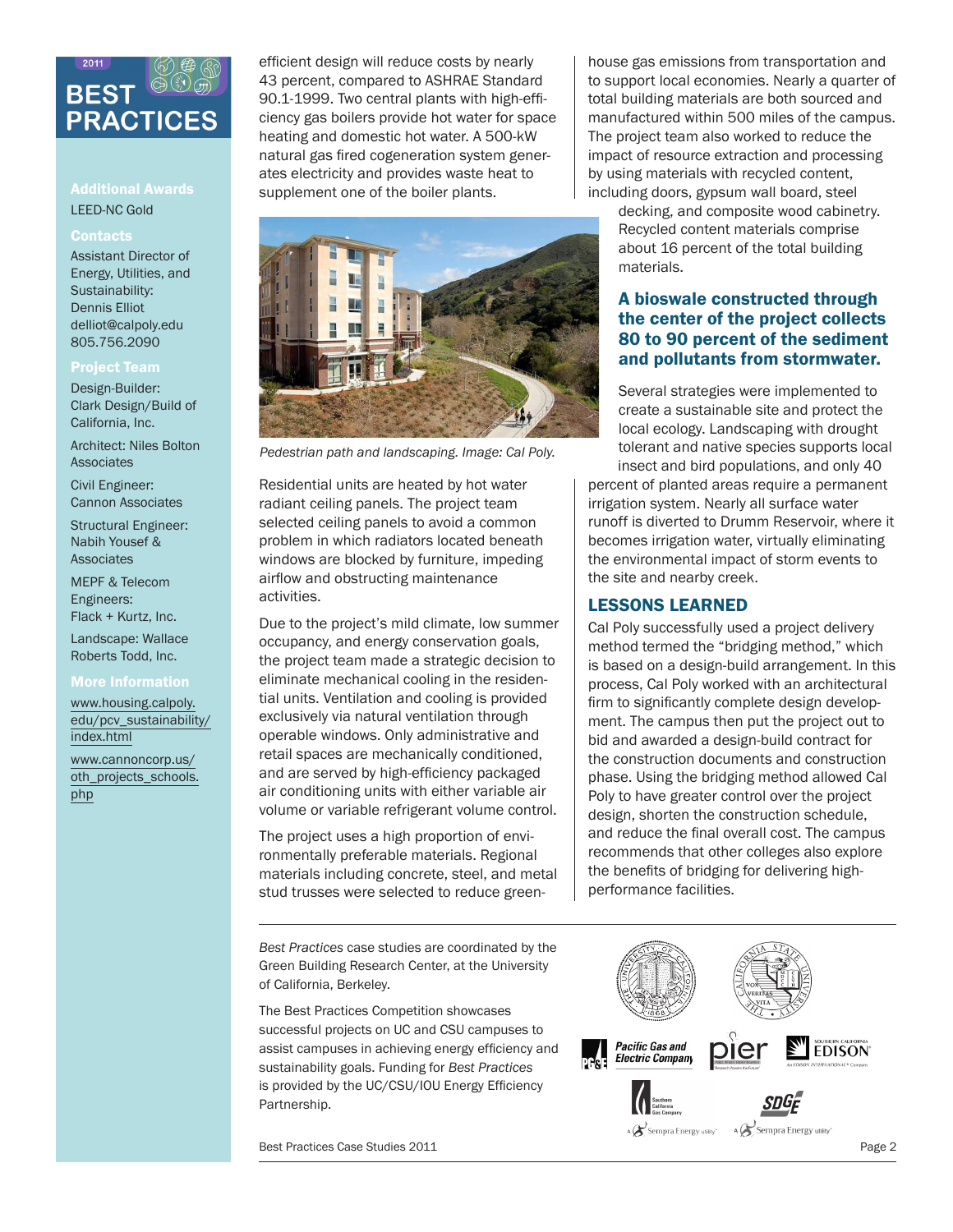# BEST PRACTICES

2011

### Additional Awards

LEED-NC Gold

### Contacts

Assistant Director of Energy, Utilities, and Sustainability: Dennis Elliot
delliot@calpoly.edu
805.756.2090

### Project Team

Design-Builder: Clark Design/Build of California, Inc.

Architect: Niles Bolton Associates

Civil Engineer: Cannon Associates

Structural Engineer: Nabih Yousef & Associates

MEPF & Telecom Engineers: Flack + Kurtz, Inc.

Landscape: Wallace Roberts Todd, Inc.

### More Information

www.housing.calpoly.edu/pcv_sustainability/index.html

www.cannoncorp.us/oth_projects_schools.php

efficient design will reduce costs by nearly 43 percent, compared to ASHRAE Standard 90.1-1999. Two central plants with high-efficiency gas boilers provide hot water for space heating and domestic hot water. A 500-kW natural gas fired cogeneration system generates electricity and provides waste heat to supplement one of the boiler plants.

*Pedestrian path and landscaping. Image: Cal Poly.*

Residential units are heated by hot water radiant ceiling panels. The project team selected ceiling panels to avoid a common problem in which radiators located beneath windows are blocked by furniture, impeding airflow and obstructing maintenance activities.

Due to the project's mild climate, low summer occupancy, and energy conservation goals, the project team made a strategic decision to eliminate mechanical cooling in the residential units. Ventilation and cooling is provided exclusively via natural ventilation through operable windows. Only administrative and retail spaces are mechanically conditioned, and are served by high-efficiency packaged air conditioning units with either variable air volume or variable refrigerant volume control.

The project uses a high proportion of environmentally preferable materials. Regional materials including concrete, steel, and metal stud trusses were selected to reduce greenhouse gas emissions from transportation and to support local economies. Nearly a quarter of total building materials are both sourced and manufactured within 500 miles of the campus. The project team also worked to reduce the impact of resource extraction and processing by using materials with recycled content, including doors, gypsum wall board, steel decking, and composite wood cabinetry. Recycled content materials comprise about 16 percent of the total building materials.

**A bioswale constructed through the center of the project collects 80 to 90 percent of the sediment and pollutants from stormwater.**

Several strategies were implemented to create a sustainable site and protect the local ecology. Landscaping with drought tolerant and native species supports local insect and bird populations, and only 40 percent of planted areas require a permanent irrigation system. Nearly all surface water runoff is diverted to Drumm Reservoir, where it becomes irrigation water, virtually eliminating the environmental impact of storm events to the site and nearby creek.

## LESSONS LEARNED

Cal Poly successfully used a project delivery method termed the "bridging method," which is based on a design-build arrangement. In this process, Cal Poly worked with an architectural firm to significantly complete design development. The campus then put the project out to bid and awarded a design-build contract for the construction documents and construction phase. Using the bridging method allowed Cal Poly to have greater control over the project design, shorten the construction schedule, and reduce the final overall cost. The campus recommends that other colleges also explore the benefits of bridging for delivering high-performance facilities.

*Best Practices* case studies are coordinated by the Green Building Research Center, at the University of California, Berkeley.

The Best Practices Competition showcases successful projects on UC and CSU campuses to assist campuses in achieving energy efficiency and sustainability goals. Funding for *Best Practices* is provided by the UC/CSU/IOU Energy Efficiency Partnership.